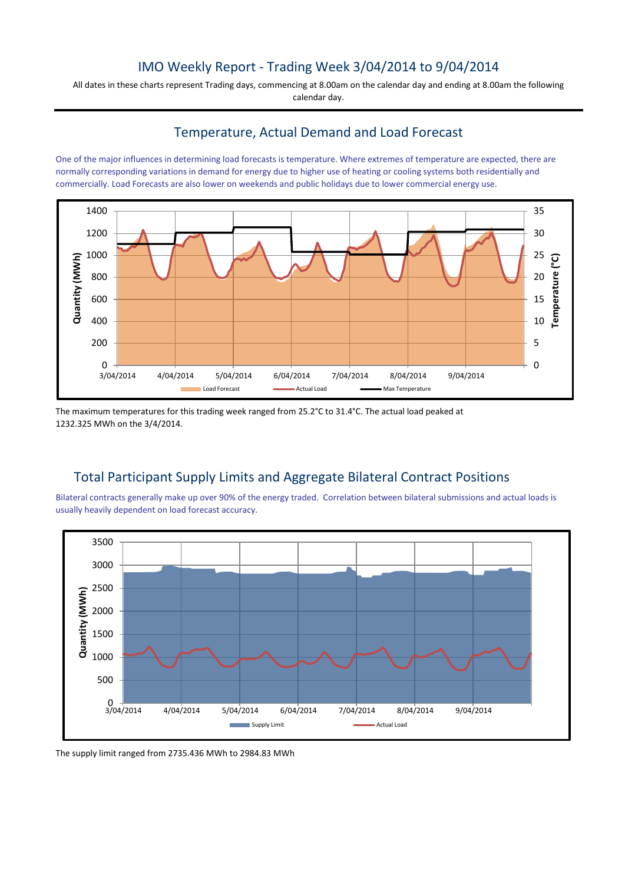# IMO Weekly Report - Trading Week 3/04/2014 to 9/04/2014

All dates in these charts represent Trading days, commencing at 8.00am on the calendar day and ending at 8.00am the following calendar day.

## Temperature, Actual Demand and Load Forecast

One of the major influences in determining load forecasts is temperature. Where extremes of temperature are expected, there are normally corresponding variations in demand for energy due to higher use of heating or cooling systems both residentially and commercially. Load Forecasts are also lower on weekends and public holidays due to lower commercial energy use.

The maximum temperatures for this trading week ranged from 25.2°C to 31.4°C. The actual load peaked at 1232.325 MWh on the 3/4/2014.

## Total Participant Supply Limits and Aggregate Bilateral Contract Positions

Bilateral contracts generally make up over 90% of the energy traded. Correlation between bilateral submissions and actual loads is usually heavily dependent on load forecast accuracy.

The supply limit ranged from 2735.436 MWh to 2984.83 MWh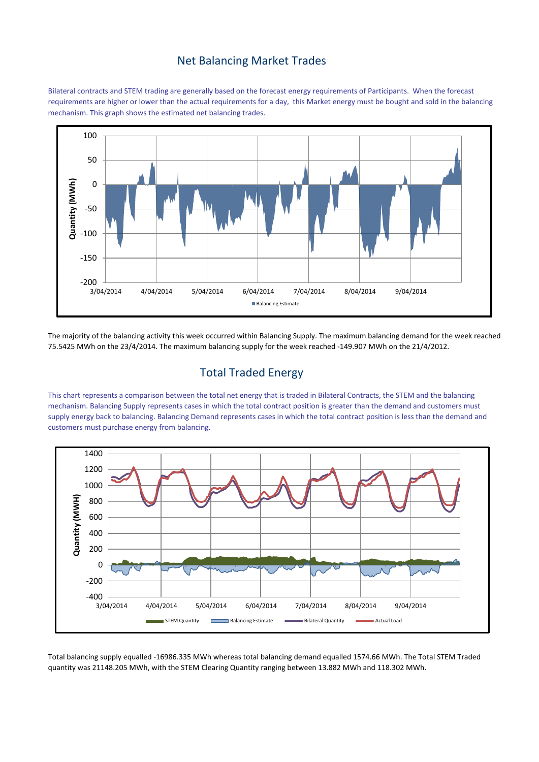## Net Balancing Market Trades

Bilateral contracts and STEM trading are generally based on the forecast energy requirements of Participants. When the forecast requirements are higher or lower than the actual requirements for a day, this Market energy must be bought and sold in the balancing mechanism. This graph shows the estimated net balancing trades.

The majority of the balancing activity this week occurred within Balancing Supply. The maximum balancing demand for the week reached 75.5425 MWh on the 23/4/2014. The maximum balancing supply for the week reached -149.907 MWh on the 21/4/2012.

## Total Traded Energy

This chart represents a comparison between the total net energy that is traded in Bilateral Contracts, the STEM and the balancing mechanism. Balancing Supply represents cases in which the total contract position is greater than the demand and customers must supply energy back to balancing. Balancing Demand represents cases in which the total contract position is less than the demand and customers must purchase energy from balancing.

Total balancing supply equalled -16986.335 MWh whereas total balancing demand equalled 1574.66 MWh. The Total STEM Traded quantity was 21148.205 MWh, with the STEM Clearing Quantity ranging between 13.882 MWh and 118.302 MWh.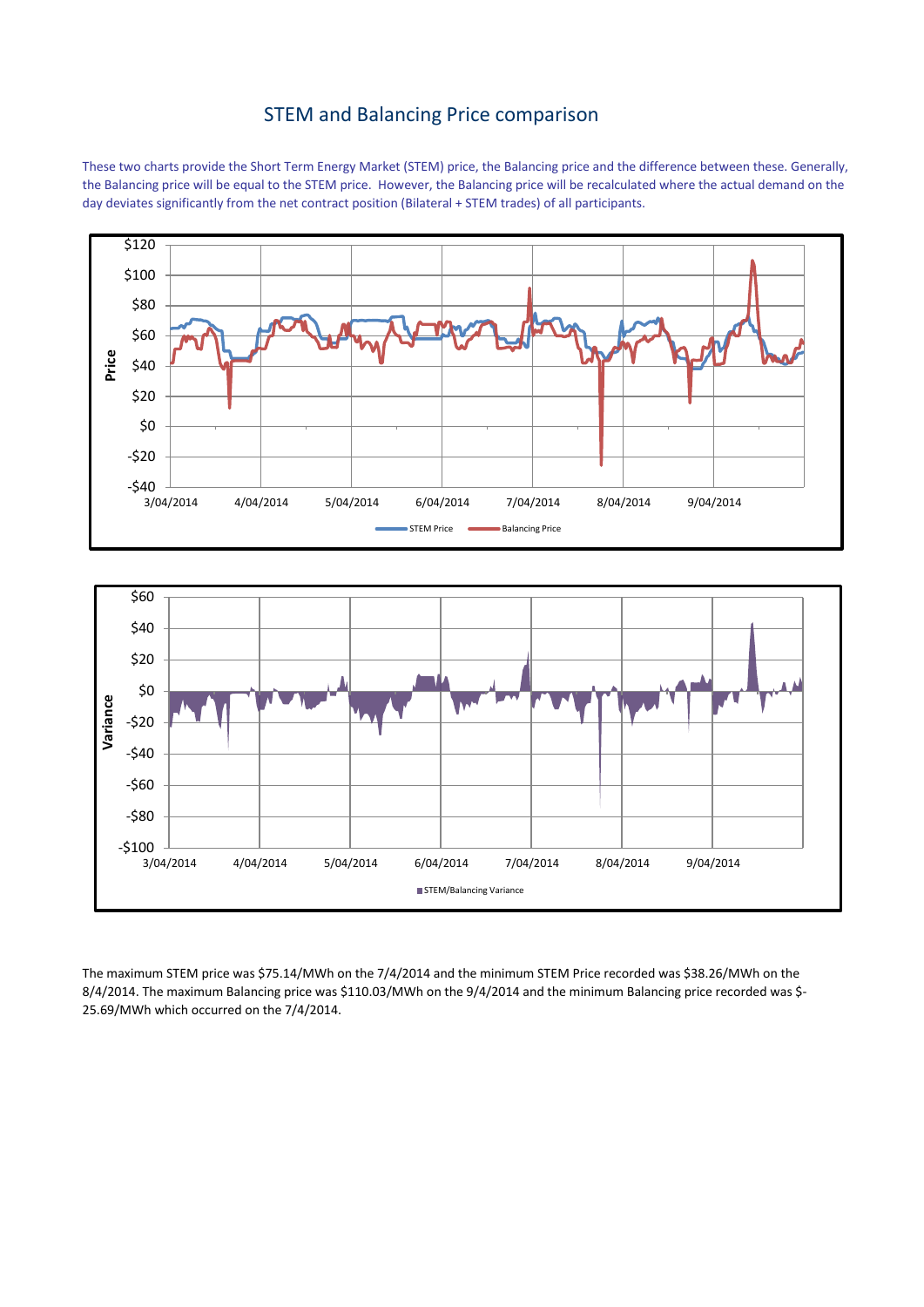# STEM and Balancing Price comparison

These two charts provide the Short Term Energy Market (STEM) price, the Balancing price and the difference between these. Generally, the Balancing price will be equal to the STEM price. However, the Balancing price will be recalculated where the actual demand on the day deviates significantly from the net contract position (Bilateral + STEM trades) of all participants.

Price

$120
$100
$80
$60
$40
$20
$0
-$20
-$40

3/04/2014
4/04/2014
5/04/2014
6/04/2014
7/04/2014
8/04/2014
9/04/2014

STEM Price
Balancing Price

Variance

$60
$40
$20
$0
-$20
-$40
-$60
-$80
-$100

3/04/2014
4/04/2014
5/04/2014
6/04/2014
7/04/2014
8/04/2014
9/04/2014

STEM/Balancing Variance

The maximum STEM price was $75.14/MWh on the 7/4/2014 and the minimum STEM Price recorded was $38.26/MWh on the 8/4/2014. The maximum Balancing price was $110.03/MWh on the 9/4/2014 and the minimum Balancing price recorded was $-25.69/MWh which occurred on the 7/4/2014.